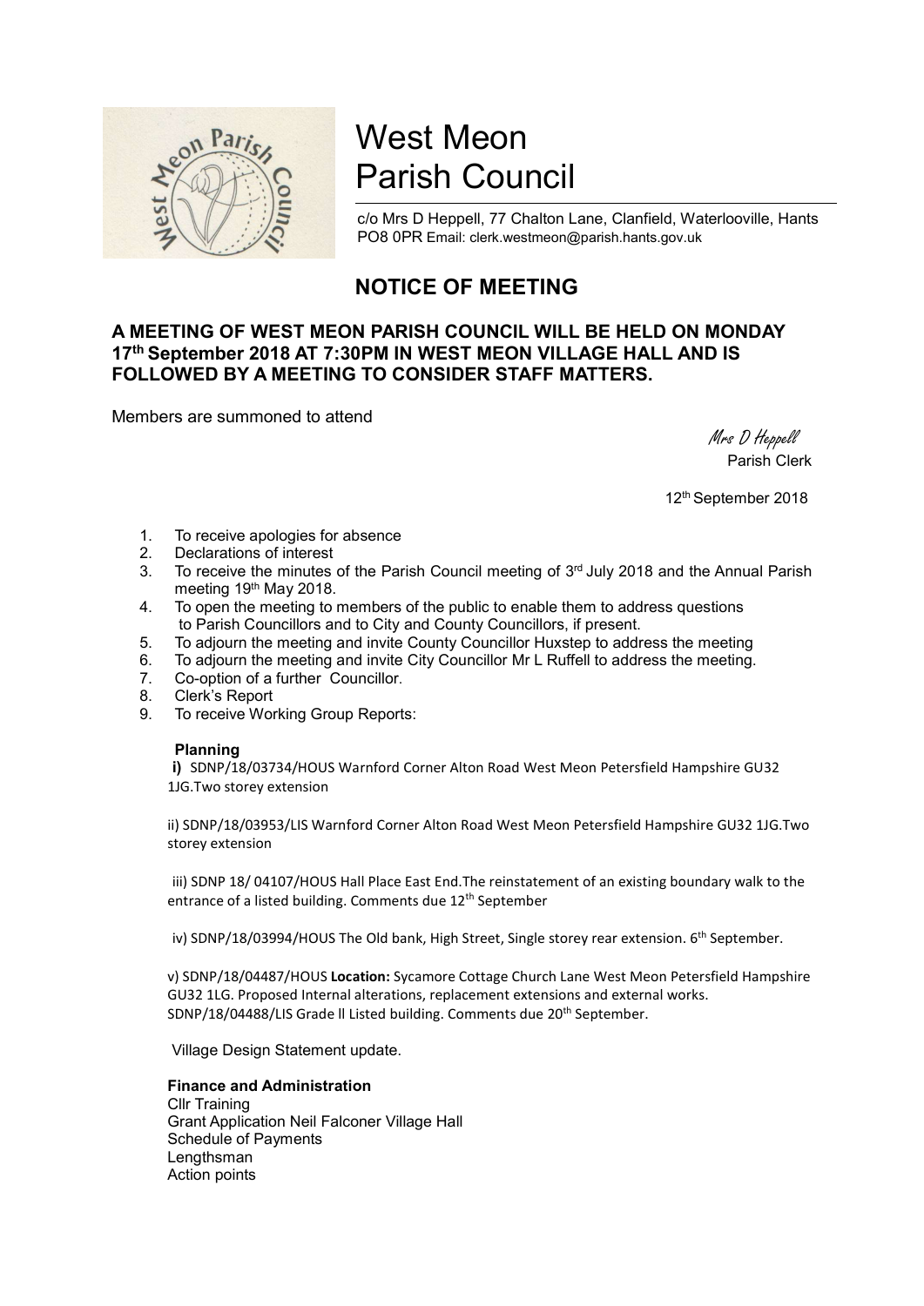# West Meon Parish Council

c/o Mrs D Heppell, 77 Chalton Lane, Clanfield, Waterlooville, Hants PO8 0PR Email: clerk.westmeon@parish.hants.gov.uk

## NOTICE OF MEETING

### A MEETING OF WEST MEON PARISH COUNCIL WILL BE HELD ON MONDAY 17th September 2018 AT 7:30PM IN WEST MEON VILLAGE HALL AND IS FOLLOWED BY A MEETING TO CONSIDER STAFF MATTERS.

Members are summoned to attend

*Mrs D Heppell*
Parish Clerk

12th September 2018

1. To receive apologies for absence
2. Declarations of interest
3. To receive the minutes of the Parish Council meeting of 3rd July 2018 and the Annual Parish meeting 19th May 2018.
4. To open the meeting to members of the public to enable them to address questions to Parish Councillors and to City and County Councillors, if present.
5. To adjourn the meeting and invite County Councillor Huxstep to address the meeting
6. To adjourn the meeting and invite City Councillor Mr L Ruffell to address the meeting.
7. Co-option of a further Councillor.
8. Clerk's Report
9. To receive Working Group Reports:

**Planning**

**i)** SDNP/18/03734/HOUS Warnford Corner Alton Road West Meon Petersfield Hampshire GU32 1JG.Two storey extension

ii) SDNP/18/03953/LIS Warnford Corner Alton Road West Meon Petersfield Hampshire GU32 1JG.Two storey extension

iii) SDNP 18/ 04107/HOUS Hall Place East End.The reinstatement of an existing boundary walk to the entrance of a listed building. Comments due 12th September

iv) SDNP/18/03994/HOUS The Old bank, High Street, Single storey rear extension. 6th September.

v) SDNP/18/04487/HOUS **Location:** Sycamore Cottage Church Lane West Meon Petersfield Hampshire GU32 1LG. Proposed Internal alterations, replacement extensions and external works. SDNP/18/04488/LIS Grade ll Listed building. Comments due 20th September.

Village Design Statement update.

**Finance and Administration**

Cllr Training
Grant Application Neil Falconer Village Hall
Schedule of Payments
Lengthsman
Action points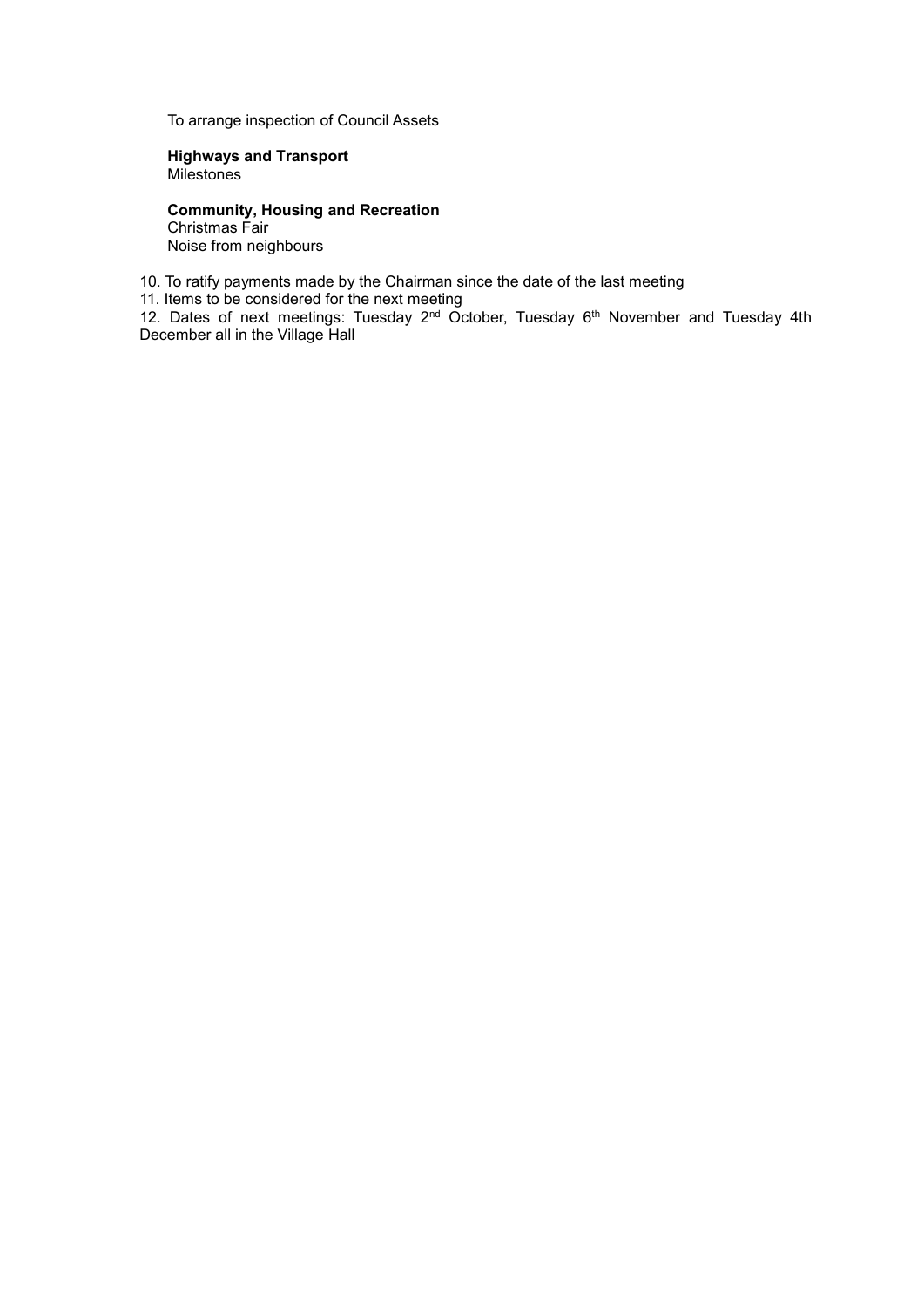To arrange inspection of Council Assets

**Highways and Transport**
Milestones

**Community, Housing and Recreation**
Christmas Fair
Noise from neighbours

10. To ratify payments made by the Chairman since the date of the last meeting
11. Items to be considered for the next meeting
12. Dates of next meetings: Tuesday 2nd October, Tuesday 6th November and Tuesday 4th December all in the Village Hall